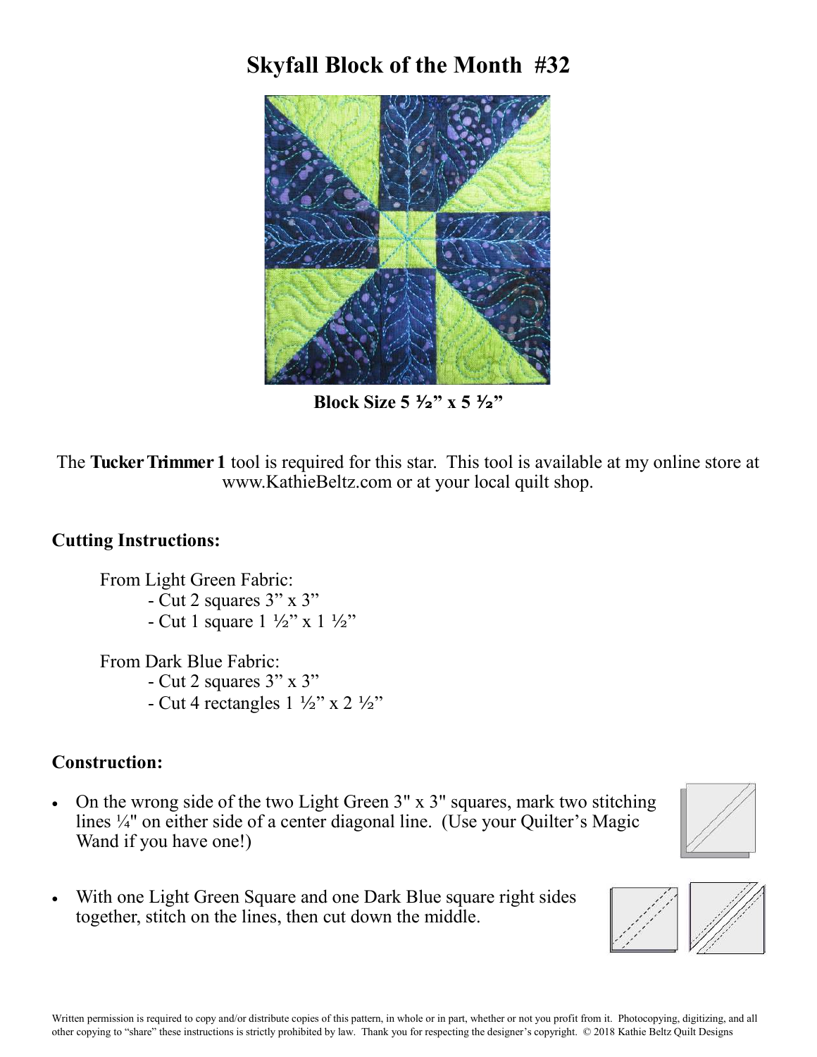# Skyfall Block of the Month #32

**Block Size 5 ½" x 5 ½"**

The **Tucker Trimmer 1** tool is required for this star. This tool is available at my online store at www.KathieBeltz.com or at your local quilt shop.

### Cutting Instructions:

From Light Green Fabric:
- Cut 2 squares 3" x 3"
- Cut 1 square 1 ½" x 1 ½"

From Dark Blue Fabric:
- Cut 2 squares 3" x 3"
- Cut 4 rectangles 1 ½" x 2 ½"

### Construction:

- On the wrong side of the two Light Green 3" x 3" squares, mark two stitching lines ¼" on either side of a center diagonal line. (Use your Quilter's Magic Wand if you have one!)
- With one Light Green Square and one Dark Blue square right sides together, stitch on the lines, then cut down the middle.

Written permission is required to copy and/or distribute copies of this pattern, in whole or in part, whether or not you profit from it. Photocopying, digitizing, and all other copying to "share" these instructions is strictly prohibited by law. Thank you for respecting the designer's copyright. © 2018 Kathie Beltz Quilt Designs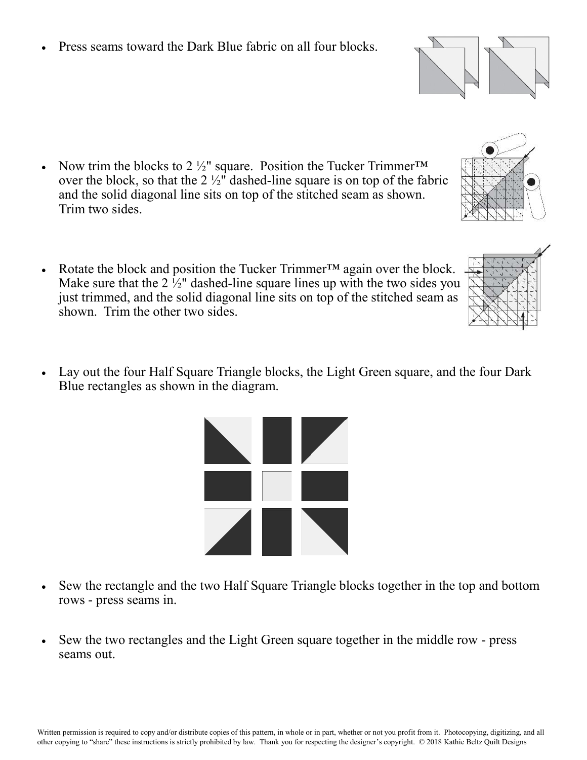- Press seams toward the Dark Blue fabric on all four blocks.

- Now trim the blocks to 2 ½" square. Position the Tucker Trimmer™ over the block, so that the 2 ½" dashed-line square is on top of the fabric and the solid diagonal line sits on top of the stitched seam as shown. Trim two sides.

- Rotate the block and position the Tucker Trimmer™ again over the block. Make sure that the 2 ½" dashed-line square lines up with the two sides you just trimmed, and the solid diagonal line sits on top of the stitched seam as shown. Trim the other two sides.

- Lay out the four Half Square Triangle blocks, the Light Green square, and the four Dark Blue rectangles as shown in the diagram.

- Sew the rectangle and the two Half Square Triangle blocks together in the top and bottom rows - press seams in.

- Sew the two rectangles and the Light Green square together in the middle row - press seams out.

Written permission is required to copy and/or distribute copies of this pattern, in whole or in part, whether or not you profit from it. Photocopying, digitizing, and all other copying to "share" these instructions is strictly prohibited by law. Thank you for respecting the designer's copyright. © 2018 Kathie Beltz Quilt Designs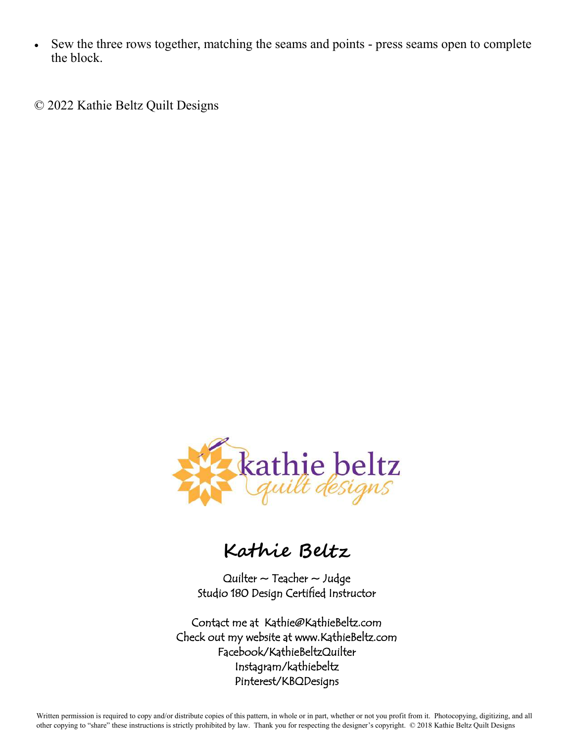- Sew the three rows together, matching the seams and points - press seams open to complete the block.

© 2022 Kathie Beltz Quilt Designs

kathie beltz
quilt designs

**Kathie Beltz**

Quilter ~ Teacher ~ Judge
Studio 180 Design Certified Instructor

Contact me at Kathie@KathieBeltz.com
Check out my website at www.KathieBeltz.com
Facebook/KathieBeltzQuilter
Instagram/kathiebeltz
Pinterest/KBQDesigns

Written permission is required to copy and/or distribute copies of this pattern, in whole or in part, whether or not you profit from it. Photocopying, digitizing, and all other copying to "share" these instructions is strictly prohibited by law. Thank you for respecting the designer's copyright. © 2018 Kathie Beltz Quilt Designs